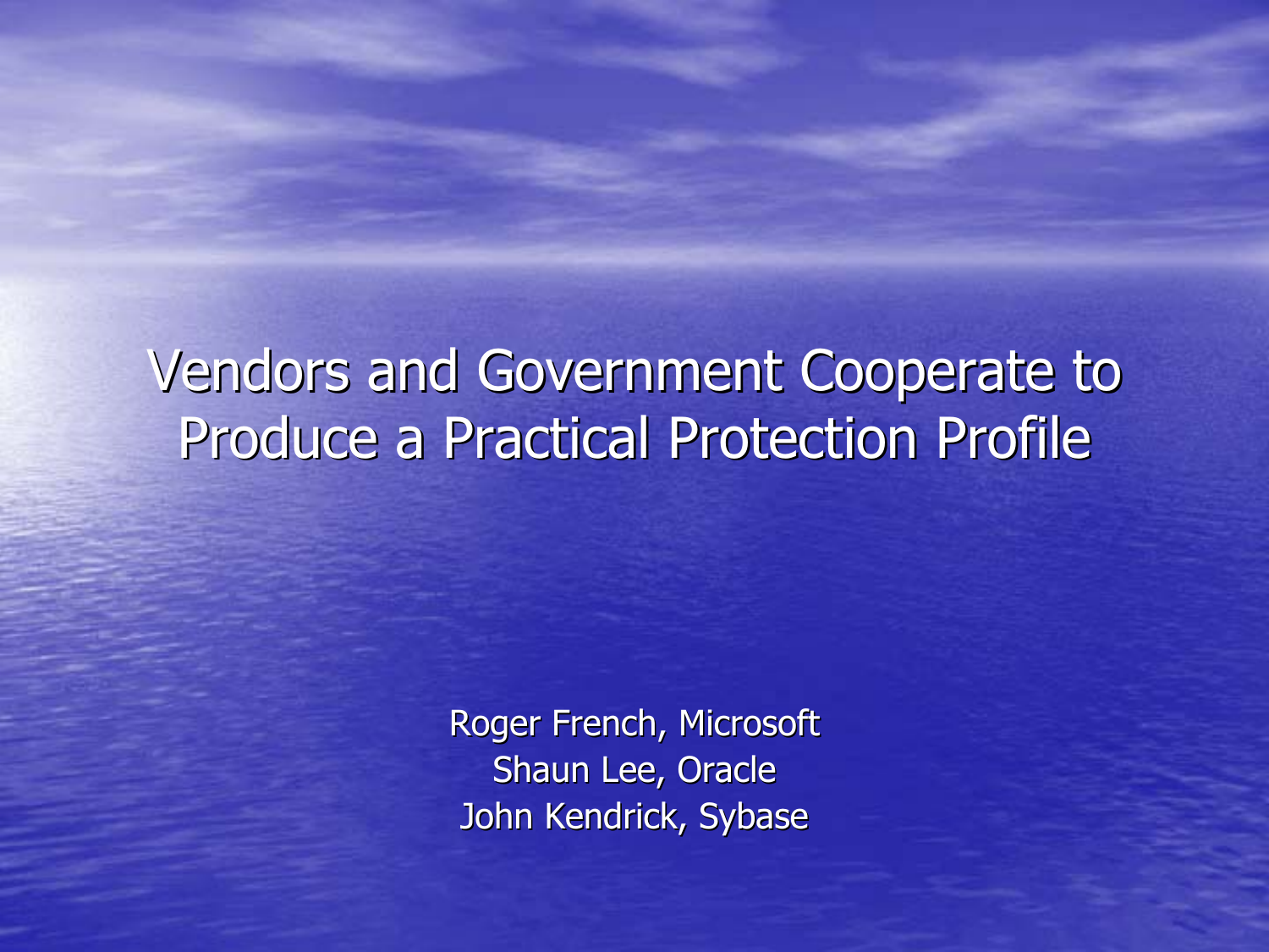# Vendors and Government Cooperate to Produce a Practical Protection Profile

Roger French, Microsoft
Shaun Lee, Oracle
John Kendrick, Sybase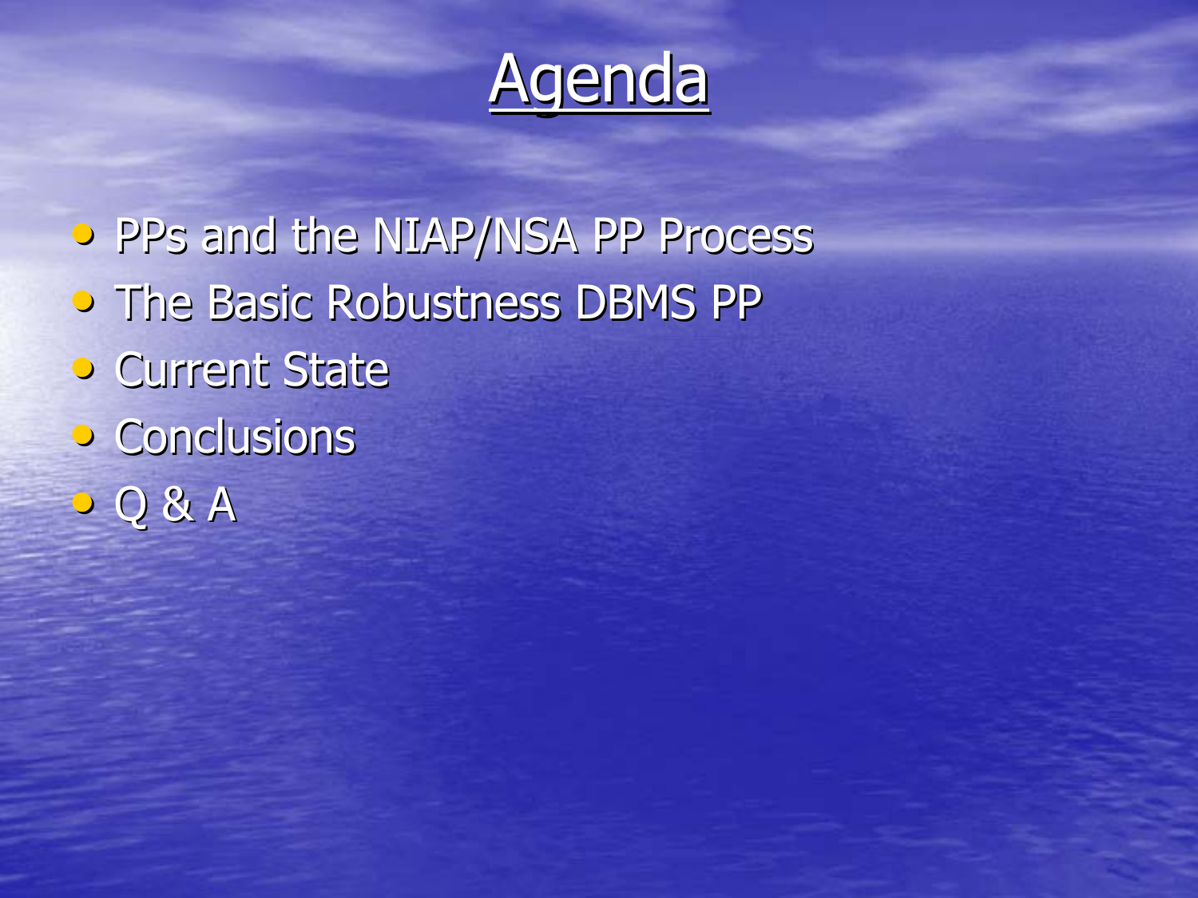# Agenda

- PPs and the NIAP/NSA PP Process
- The Basic Robustness DBMS PP
- Current State
- Conclusions
- Q & A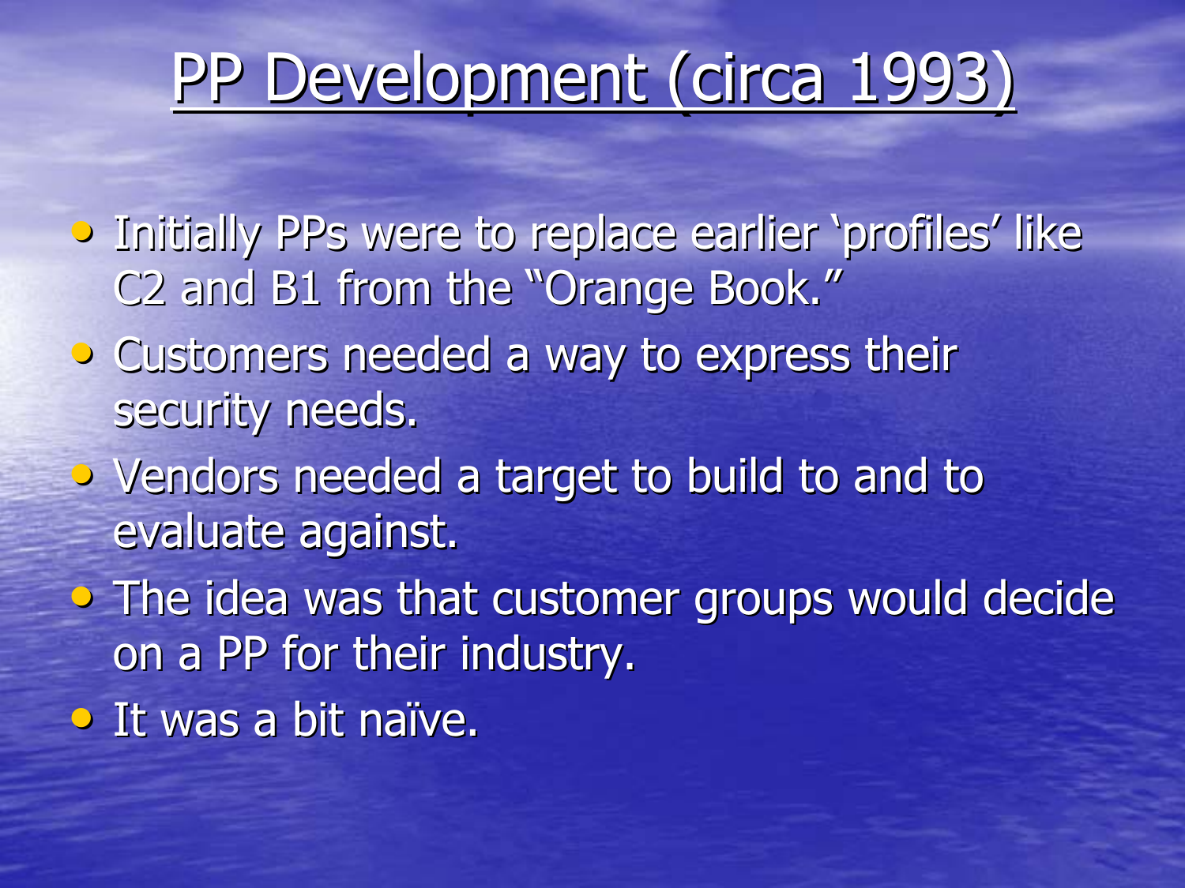# PP Development (circa 1993)

- Initially PPs were to replace earlier 'profiles' like C2 and B1 from the "Orange Book."
- Customers needed a way to express their security needs.
- Vendors needed a target to build to and to evaluate against.
- The idea was that customer groups would decide on a PP for their industry.
- It was a bit naïve.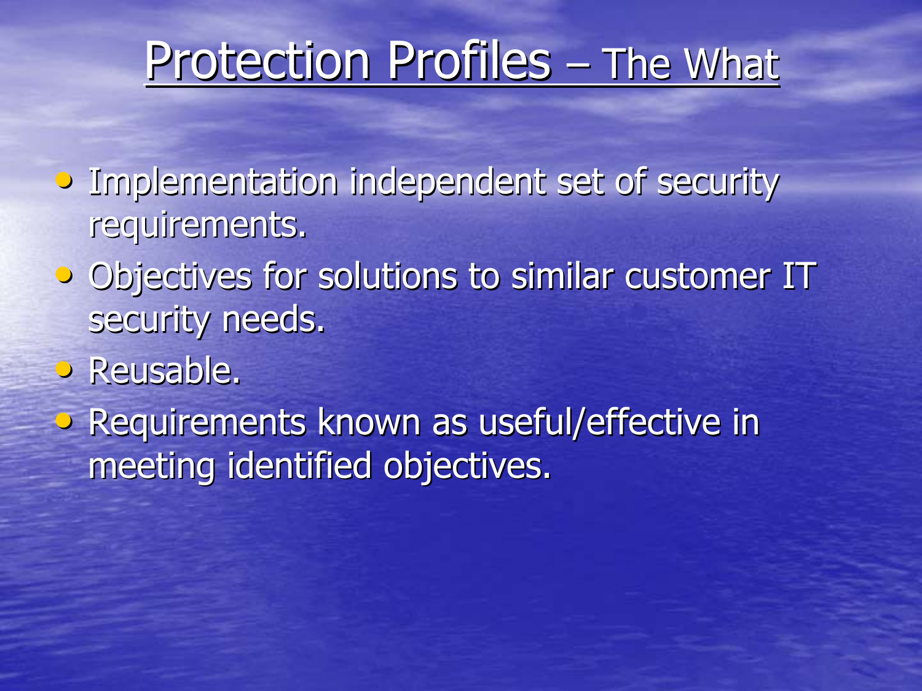# Protection Profiles – The What

- Implementation independent set of security requirements.
- Objectives for solutions to similar customer IT security needs.
- Reusable.
- Requirements known as useful/effective in meeting identified objectives.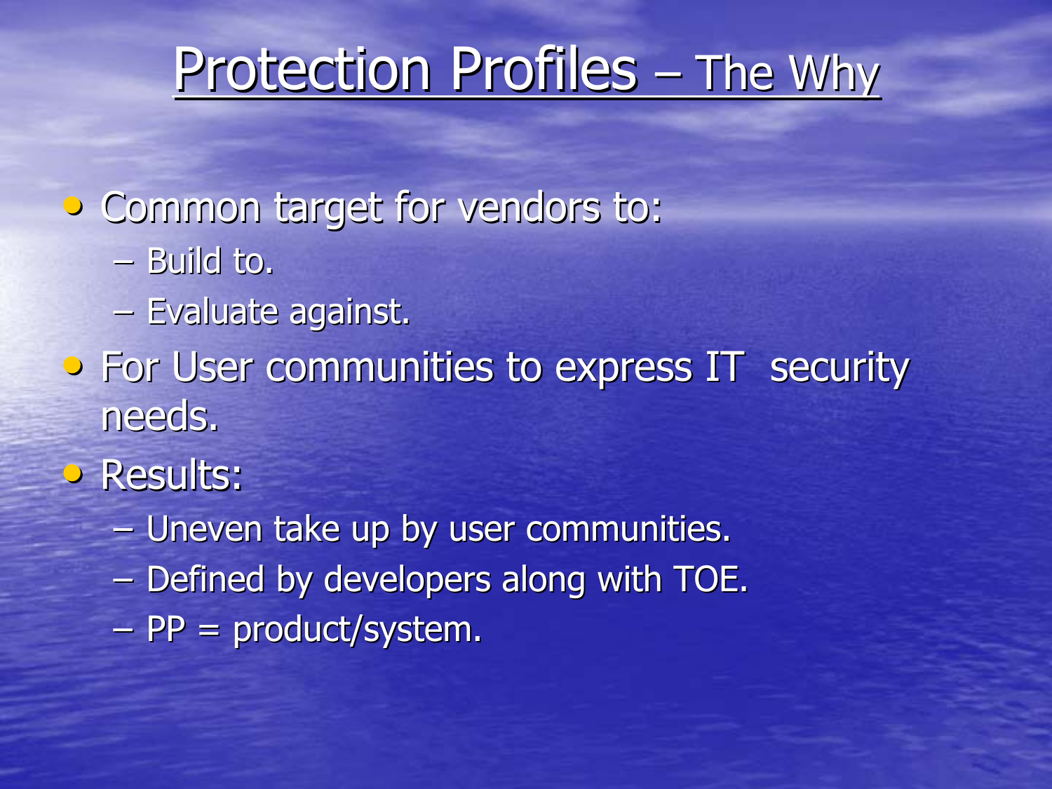# Protection Profiles – The Why

- Common target for vendors to:
  - Build to.
  - Evaluate against.
- For User communities to express IT security needs.
- Results:
  - Uneven take up by user communities.
  - Defined by developers along with TOE.
  - PP = product/system.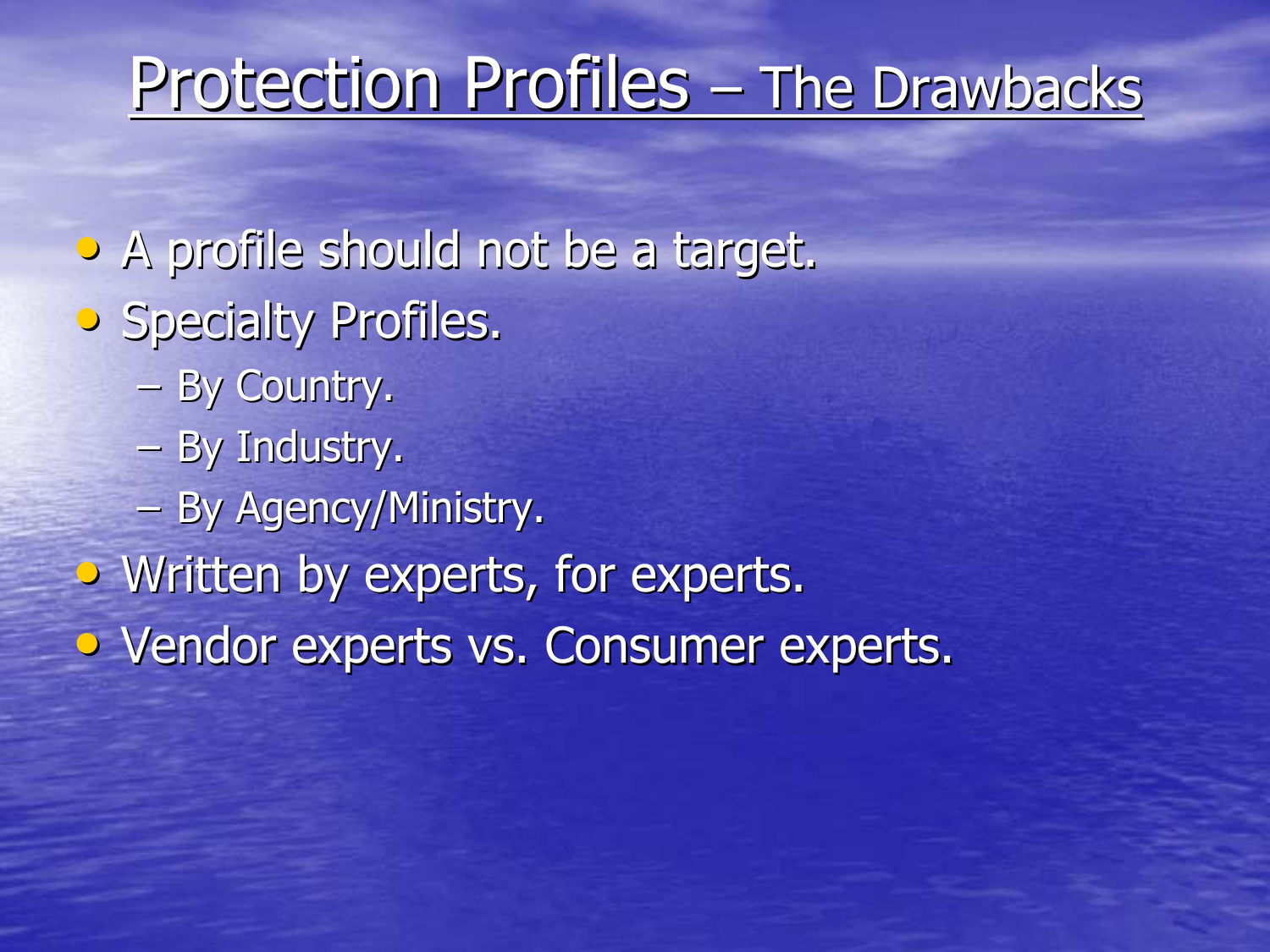# Protection Profiles – The Drawbacks

- A profile should not be a target.
- Specialty Profiles.
  - By Country.
  - By Industry.
  - By Agency/Ministry.
- Written by experts, for experts.
- Vendor experts vs. Consumer experts.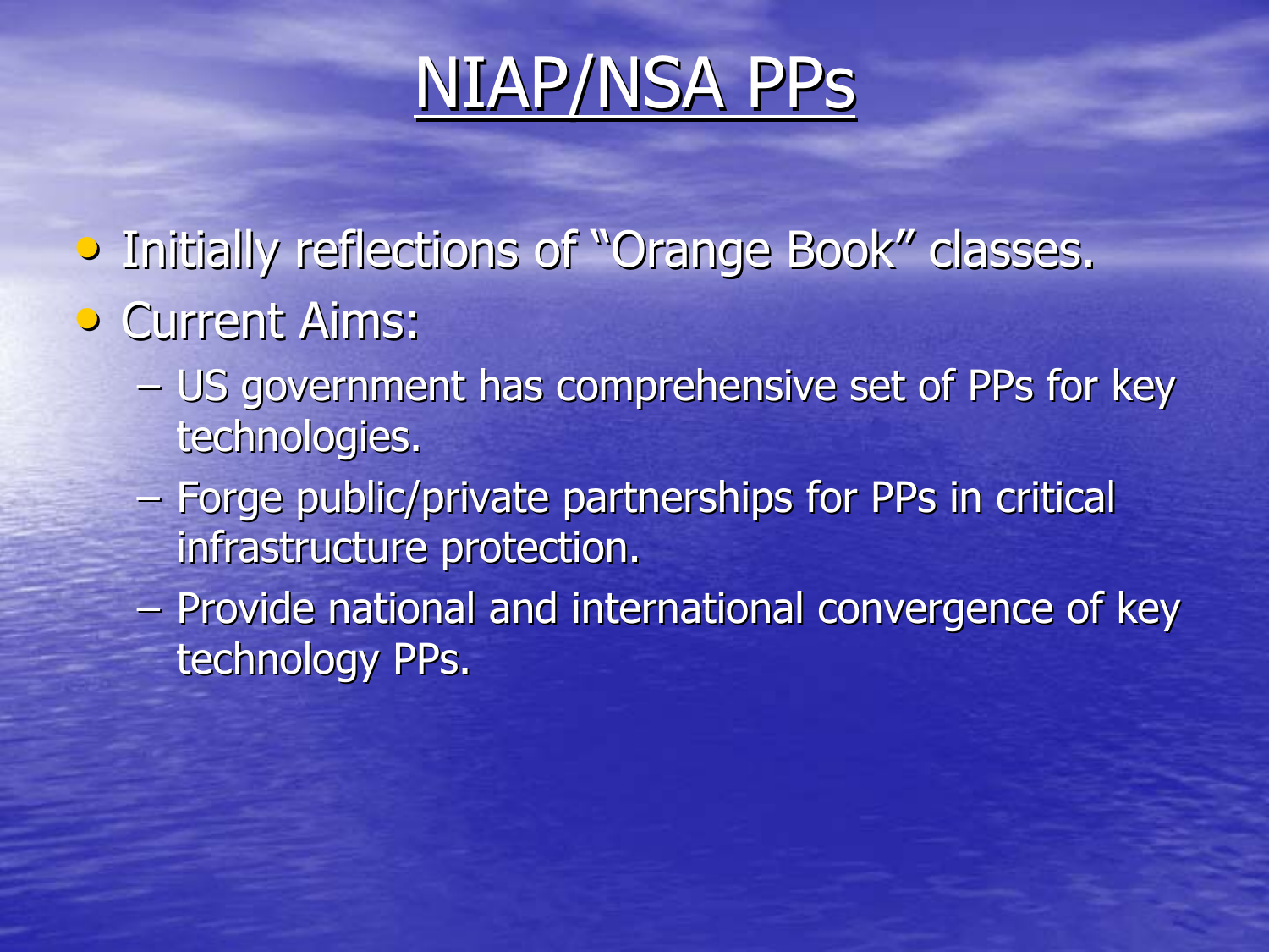# NIAP/NSA PPs

- Initially reflections of "Orange Book" classes.
- Current Aims:
  - US government has comprehensive set of PPs for key technologies.
  - Forge public/private partnerships for PPs in critical infrastructure protection.
  - Provide national and international convergence of key technology PPs.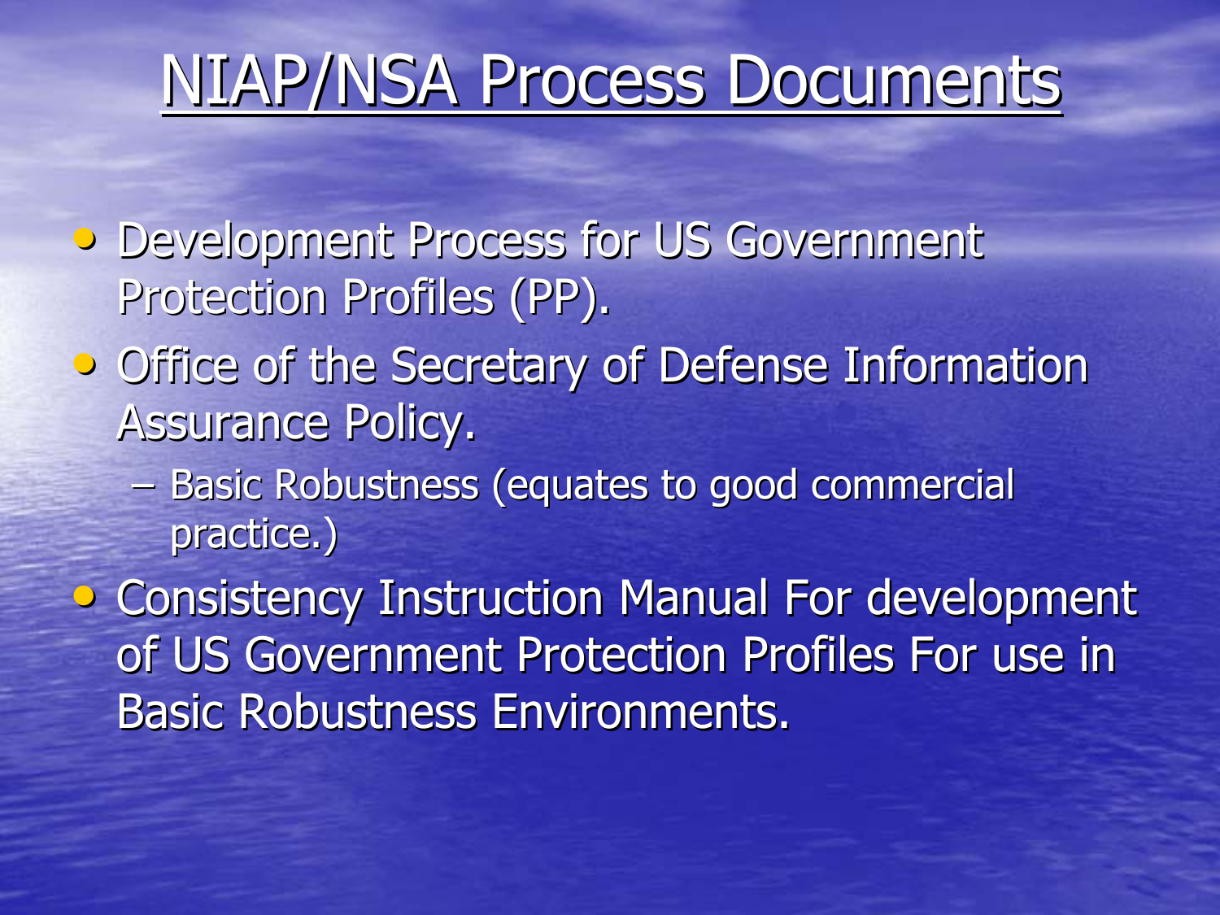# NIAP/NSA Process Documents

- Development Process for US Government Protection Profiles (PP).
- Office of the Secretary of Defense Information Assurance Policy.
  - Basic Robustness (equates to good commercial practice.)
- Consistency Instruction Manual For development of US Government Protection Profiles For use in Basic Robustness Environments.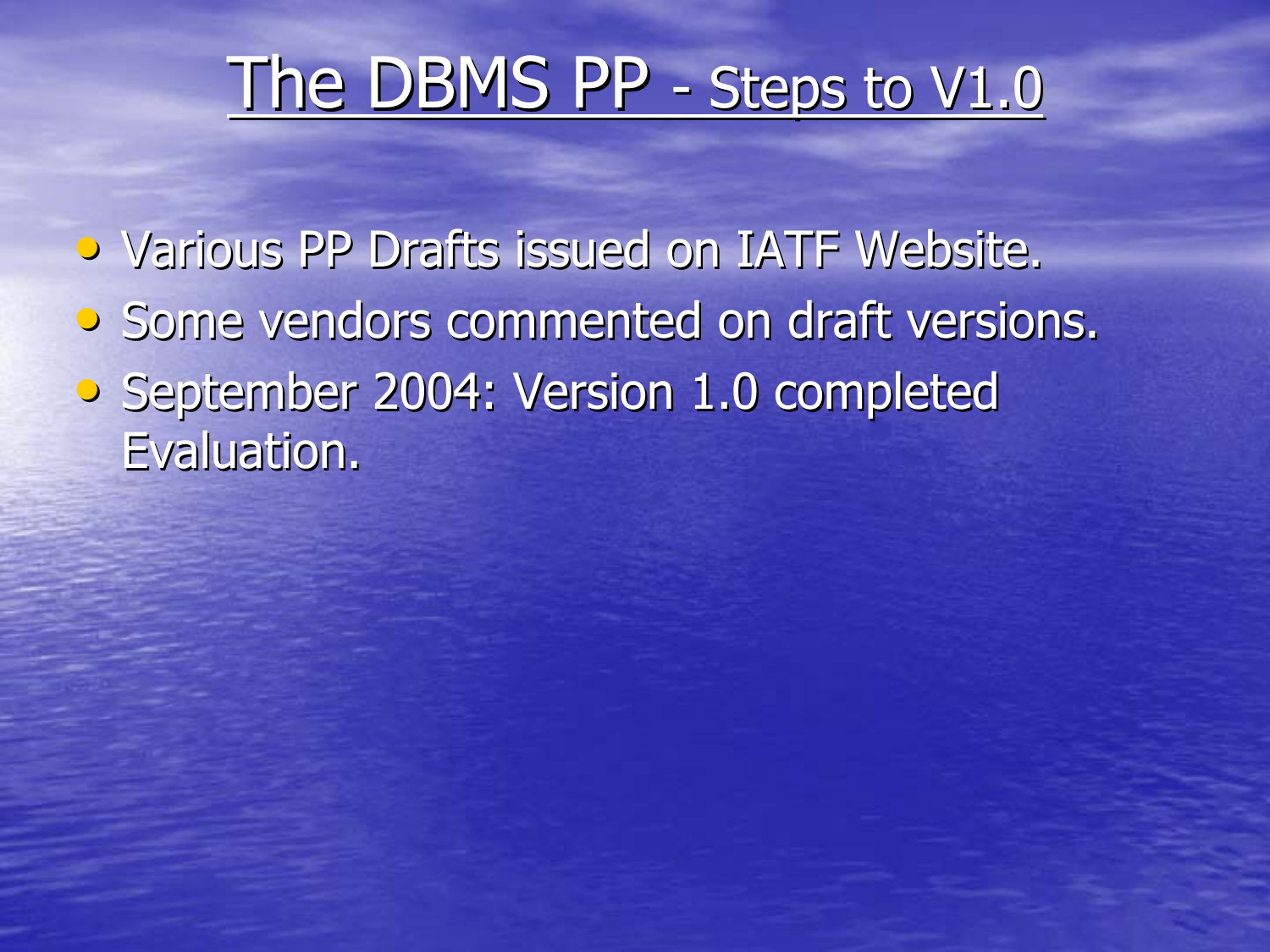# The DBMS PP - Steps to V1.0

- Various PP Drafts issued on IATF Website.
- Some vendors commented on draft versions.
- September 2004: Version 1.0 completed Evaluation.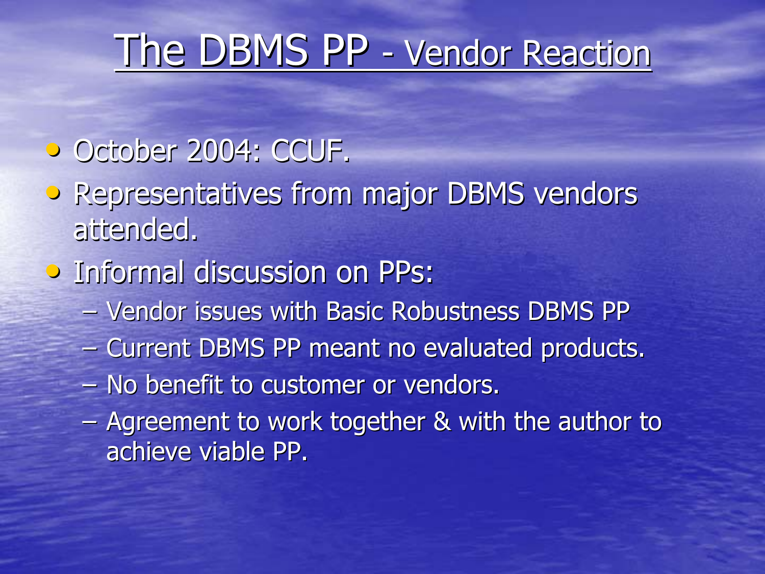# The DBMS PP - Vendor Reaction

- October 2004: CCUF.
- Representatives from major DBMS vendors attended.
- Informal discussion on PPs:
  - Vendor issues with Basic Robustness DBMS PP
  - Current DBMS PP meant no evaluated products.
  - No benefit to customer or vendors.
  - Agreement to work together & with the author to achieve viable PP.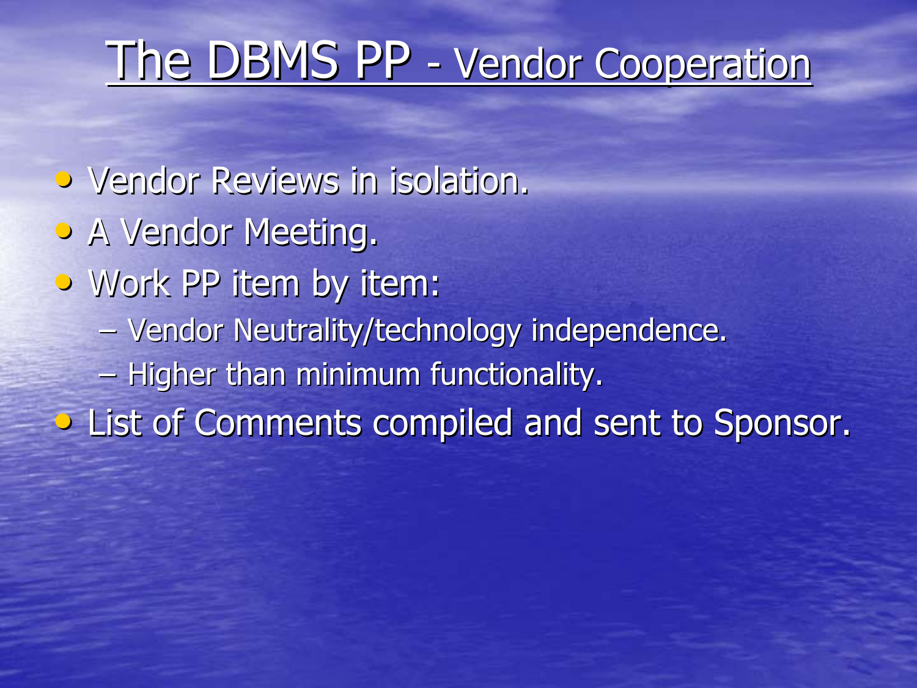# The DBMS PP - Vendor Cooperation

- Vendor Reviews in isolation.
- A Vendor Meeting.
- Work PP item by item:
  - Vendor Neutrality/technology independence.
  - Higher than minimum functionality.
- List of Comments compiled and sent to Sponsor.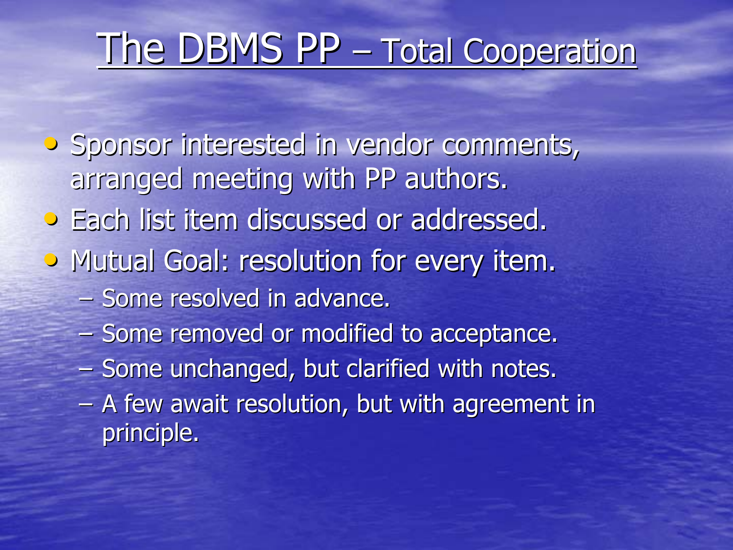# The DBMS PP – Total Cooperation

- Sponsor interested in vendor comments, arranged meeting with PP authors.
- Each list item discussed or addressed.
- Mutual Goal: resolution for every item.
  - Some resolved in advance.
  - Some removed or modified to acceptance.
  - Some unchanged, but clarified with notes.
  - A few await resolution, but with agreement in principle.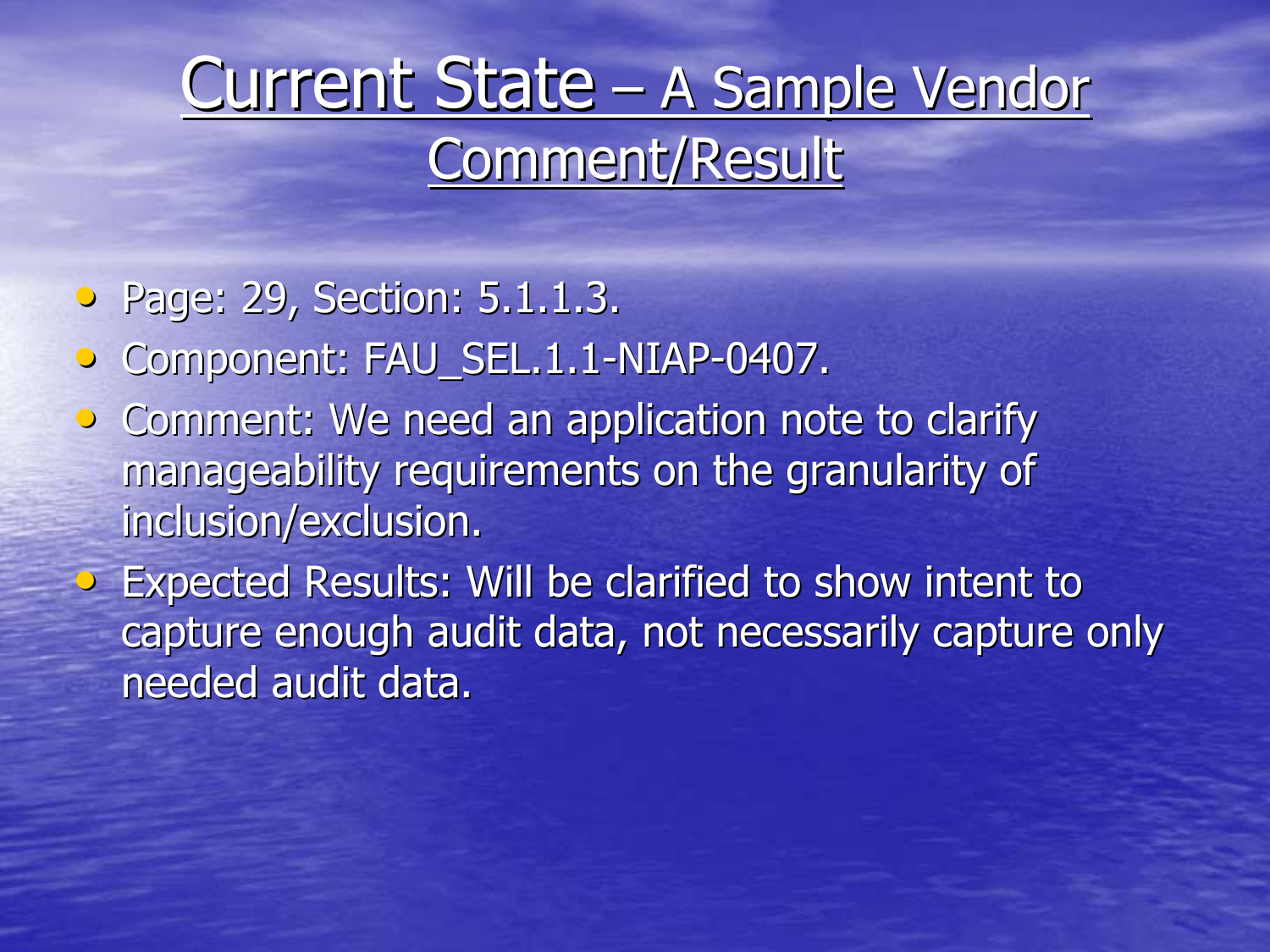# Current State – A Sample Vendor Comment/Result

- Page: 29, Section: 5.1.1.3.
- Component: FAU_SEL.1.1-NIAP-0407.
- Comment: We need an application note to clarify manageability requirements on the granularity of inclusion/exclusion.
- Expected Results: Will be clarified to show intent to capture enough audit data, not necessarily capture only needed audit data.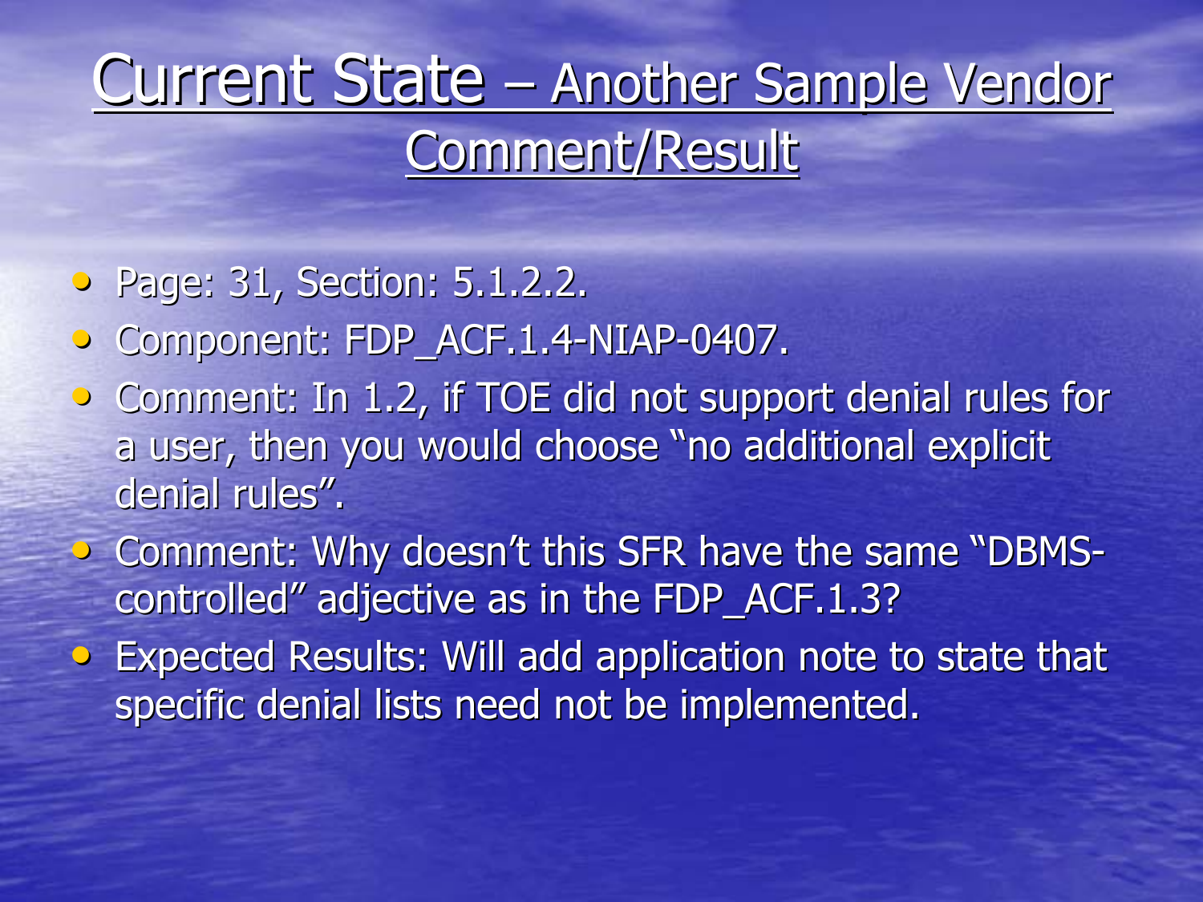# Current State – Another Sample Vendor Comment/Result

- Page: 31, Section: 5.1.2.2.
- Component: FDP_ACF.1.4-NIAP-0407.
- Comment: In 1.2, if TOE did not support denial rules for a user, then you would choose "no additional explicit denial rules".
- Comment: Why doesn't this SFR have the same "DBMS-controlled" adjective as in the FDP_ACF.1.3?
- Expected Results: Will add application note to state that specific denial lists need not be implemented.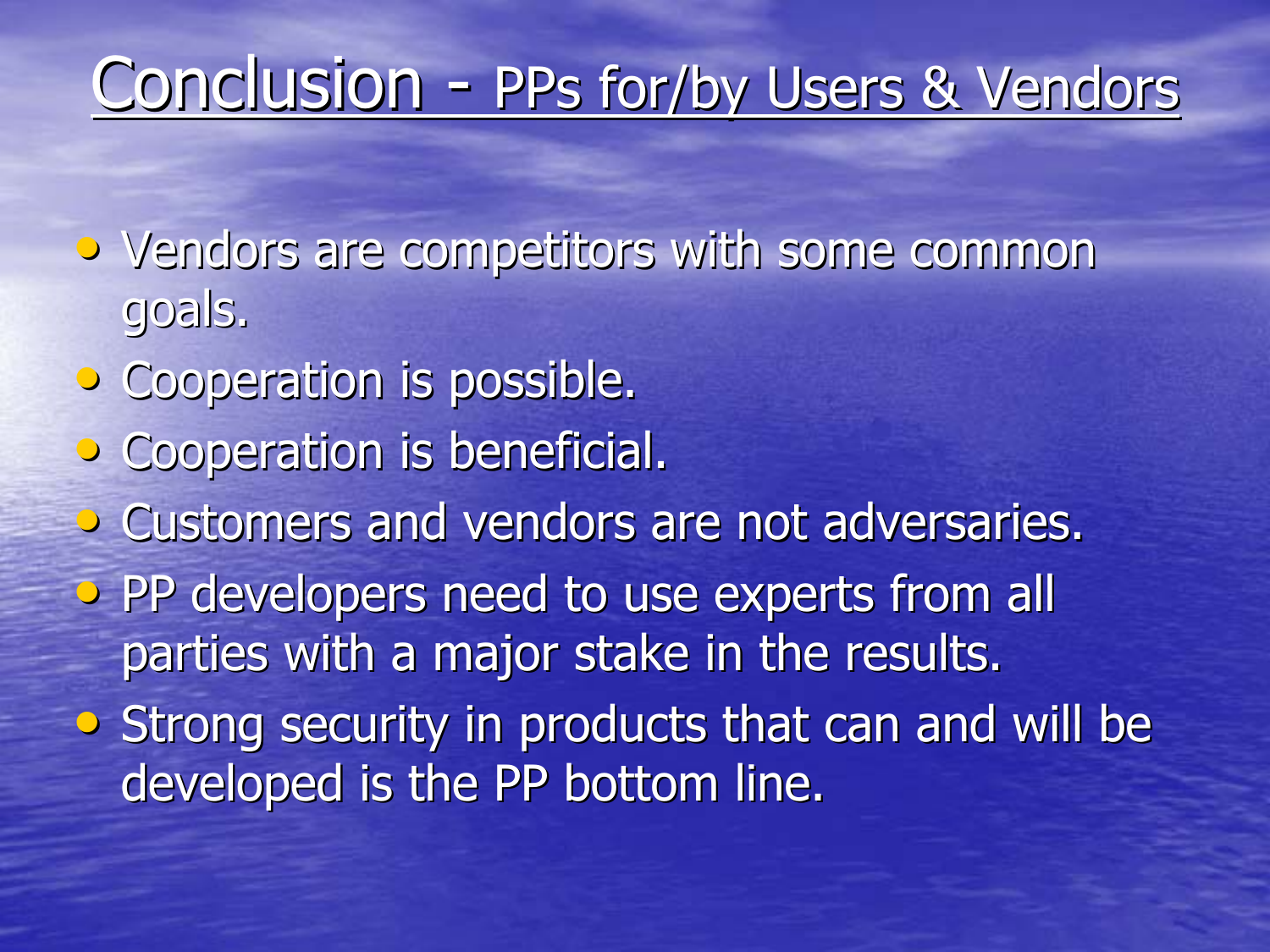# Conclusion - PPs for/by Users & Vendors

- Vendors are competitors with some common goals.
- Cooperation is possible.
- Cooperation is beneficial.
- Customers and vendors are not adversaries.
- PP developers need to use experts from all parties with a major stake in the results.
- Strong security in products that can and will be developed is the PP bottom line.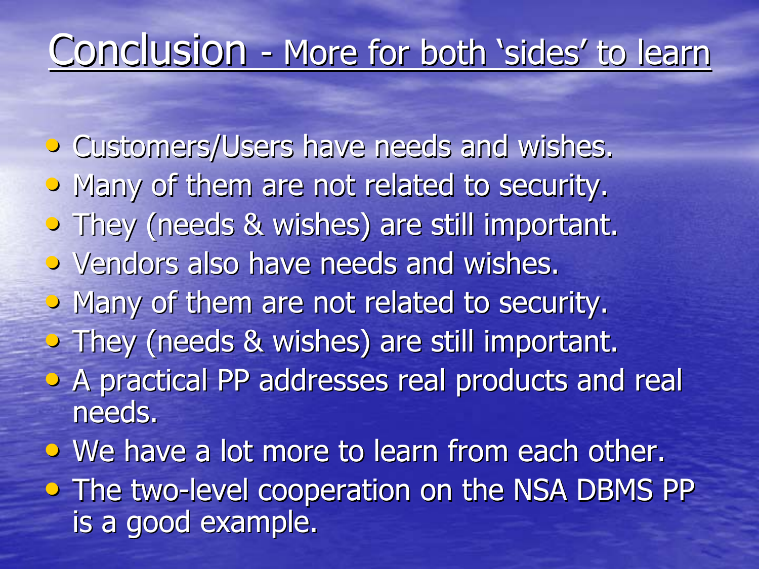# Conclusion - More for both 'sides' to learn

- Customers/Users have needs and wishes.
- Many of them are not related to security.
- They (needs & wishes) are still important.
- Vendors also have needs and wishes.
- Many of them are not related to security.
- They (needs & wishes) are still important.
- A practical PP addresses real products and real needs.
- We have a lot more to learn from each other.
- The two-level cooperation on the NSA DBMS PP is a good example.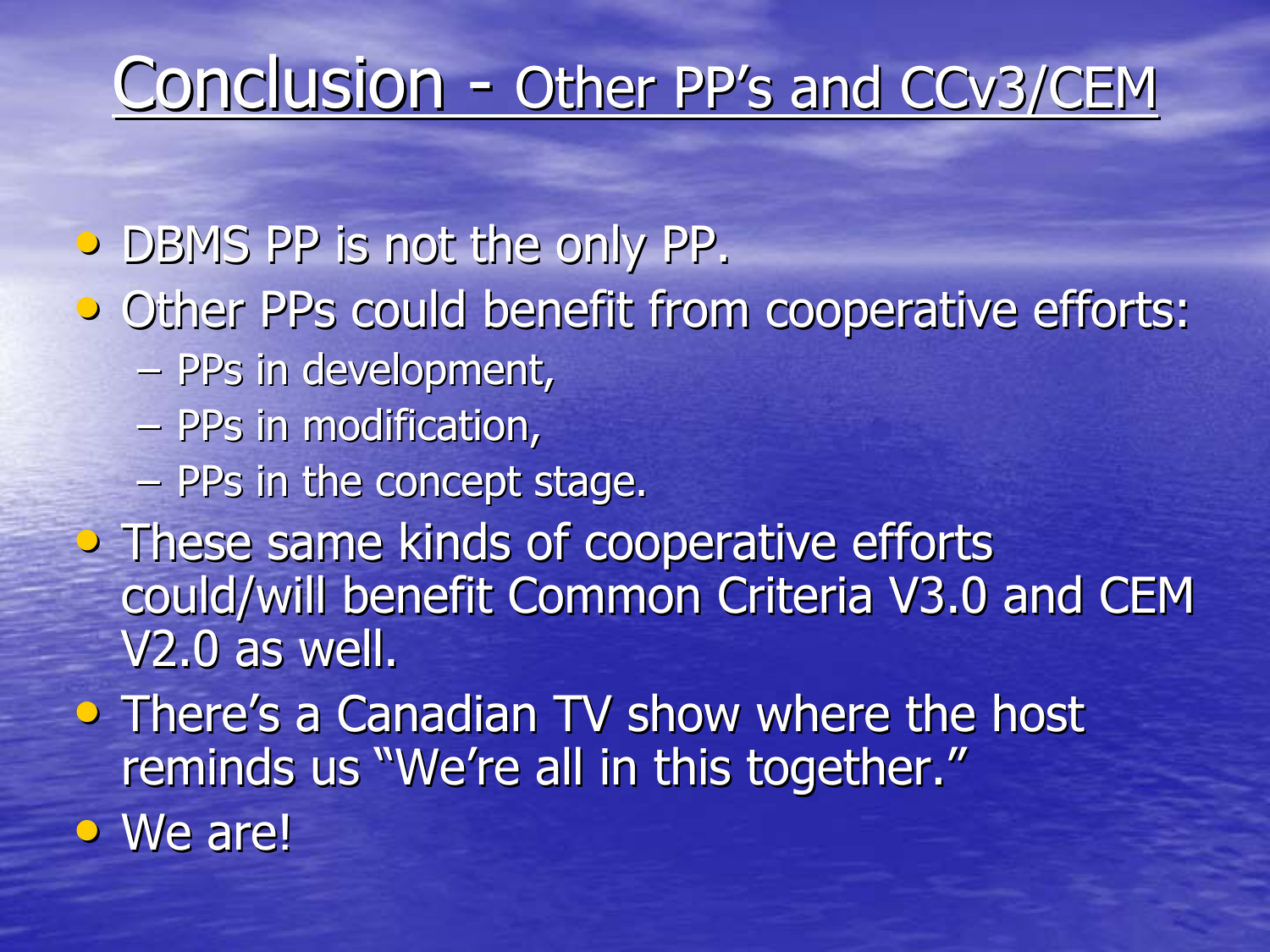# Conclusion - Other PP's and CCv3/CEM

- DBMS PP is not the only PP.
- Other PPs could benefit from cooperative efforts:
  - PPs in development,
  - PPs in modification,
  - PPs in the concept stage.
- These same kinds of cooperative efforts could/will benefit Common Criteria V3.0 and CEM V2.0 as well.
- There's a Canadian TV show where the host reminds us "We're all in this together."
- We are!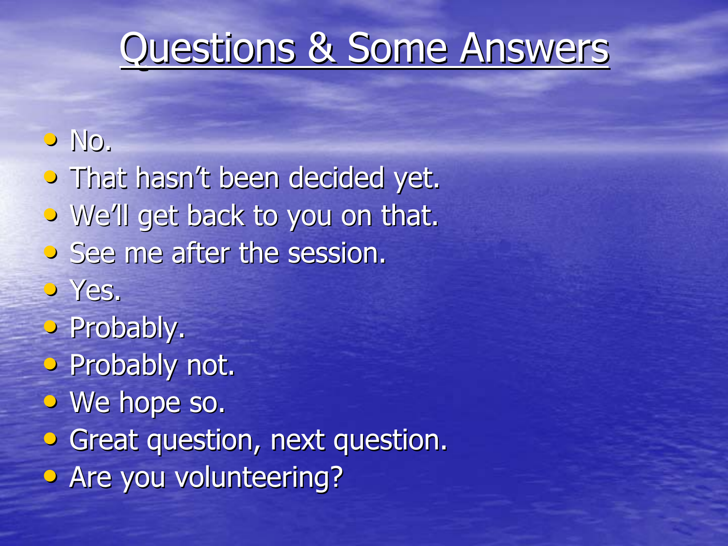# Questions & Some Answers

- No.
- That hasn't been decided yet.
- We'll get back to you on that.
- See me after the session.
- Yes.
- Probably.
- Probably not.
- We hope so.
- Great question, next question.
- Are you volunteering?